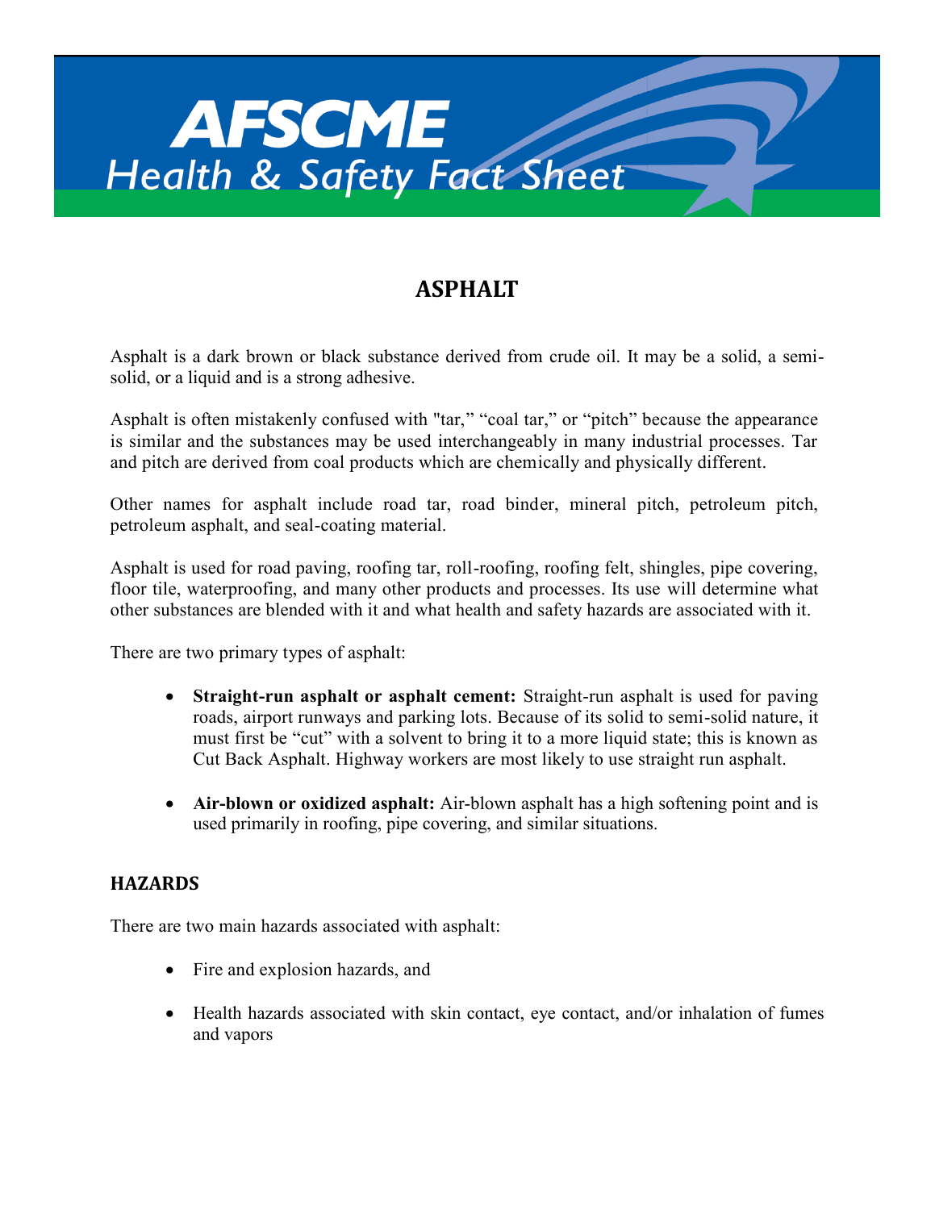# AFSCME Health & Safety Fact Sheet

## ASPHALT

Asphalt is a dark brown or black substance derived from crude oil. It may be a solid, a semi-solid, or a liquid and is a strong adhesive.

Asphalt is often mistakenly confused with "tar," "coal tar," or "pitch" because the appearance is similar and the substances may be used interchangeably in many industrial processes. Tar and pitch are derived from coal products which are chemically and physically different.

Other names for asphalt include road tar, road binder, mineral pitch, petroleum pitch, petroleum asphalt, and seal-coating material.

Asphalt is used for road paving, roofing tar, roll-roofing, roofing felt, shingles, pipe covering, floor tile, waterproofing, and many other products and processes. Its use will determine what other substances are blended with it and what health and safety hazards are associated with it.

There are two primary types of asphalt:

- **Straight-run asphalt or asphalt cement:** Straight-run asphalt is used for paving roads, airport runways and parking lots. Because of its solid to semi-solid nature, it must first be "cut" with a solvent to bring it to a more liquid state; this is known as Cut Back Asphalt. Highway workers are most likely to use straight run asphalt.

- **Air-blown or oxidized asphalt:** Air-blown asphalt has a high softening point and is used primarily in roofing, pipe covering, and similar situations.

### HAZARDS

There are two main hazards associated with asphalt:

- Fire and explosion hazards, and

- Health hazards associated with skin contact, eye contact, and/or inhalation of fumes and vapors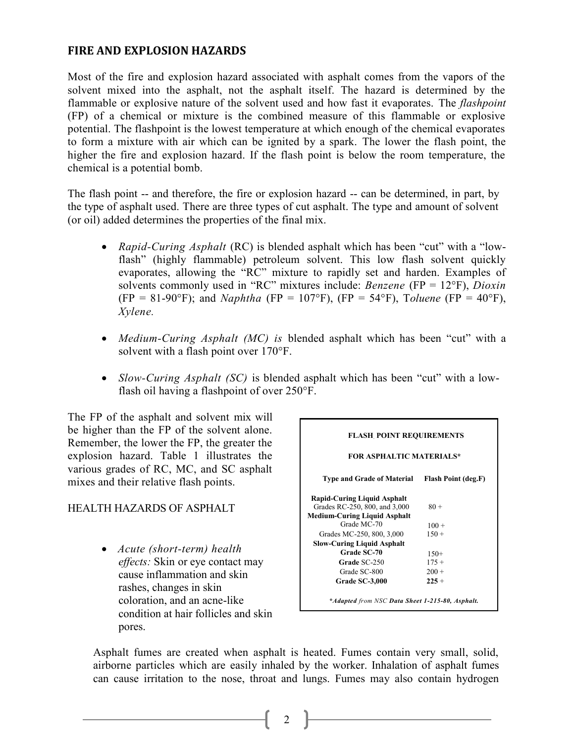## FIRE AND EXPLOSION HAZARDS

Most of the fire and explosion hazard associated with asphalt comes from the vapors of the solvent mixed into the asphalt, not the asphalt itself. The hazard is determined by the flammable or explosive nature of the solvent used and how fast it evaporates. The *flashpoint* (FP) of a chemical or mixture is the combined measure of this flammable or explosive potential. The flashpoint is the lowest temperature at which enough of the chemical evaporates to form a mixture with air which can be ignited by a spark. The lower the flash point, the higher the fire and explosion hazard. If the flash point is below the room temperature, the chemical is a potential bomb.

The flash point -- and therefore, the fire or explosion hazard -- can be determined, in part, by the type of asphalt used. There are three types of cut asphalt. The type and amount of solvent (or oil) added determines the properties of the final mix.

- *Rapid-Curing Asphalt* (RC) is blended asphalt which has been "cut" with a "low-flash" (highly flammable) petroleum solvent. This low flash solvent quickly evaporates, allowing the "RC" mixture to rapidly set and harden. Examples of solvents commonly used in "RC" mixtures include: *Benzene* (FP = 12°F), *Dioxin* (FP = 81-90°F); and *Naphtha* (FP = 107°F), (FP = 54°F), T*oluene* (FP = 40°F), *Xylene.*
- *Medium-Curing Asphalt (MC) is* blended asphalt which has been "cut" with a solvent with a flash point over 170°F.
- *Slow-Curing Asphalt (SC)* is blended asphalt which has been "cut" with a low-flash oil having a flashpoint of over 250°F.

The FP of the asphalt and solvent mix will be higher than the FP of the solvent alone. Remember, the lower the FP, the greater the explosion hazard. Table 1 illustrates the various grades of RC, MC, and SC asphalt mixes and their relative flash points.

**FLASH POINT REQUIREMENTS FOR ASPHALTIC MATERIALS***

| Type and Grade of Material | Flash Point (deg.F) |
|---|---|
| **Rapid-Curing Liquid Asphalt** | |
| Grades RC-250, 800, and 3,000 | 80 + |
| **Medium-Curing Liquid Asphalt** | |
| Grade MC-70 | 100 + |
| Grades MC-250, 800, 3,000 | 150 + |
| **Slow-Curing Liquid Asphalt** | |
| **Grade SC-70** | 150+ |
| **Grade** SC-250 | 175 + |
| Grade SC-800 | 200 + |
| **Grade SC-3,000** | **225** + |

****Adapted** *from NSC* **Data Sheet 1-215-80, Asphalt.***

HEALTH HAZARDS OF ASPHALT

- *Acute (short-term) health effects:* Skin or eye contact may cause inflammation and skin rashes, changes in skin coloration, and an acne-like condition at hair follicles and skin pores.

Asphalt fumes are created when asphalt is heated. Fumes contain very small, solid, airborne particles which are easily inhaled by the worker. Inhalation of asphalt fumes can cause irritation to the nose, throat and lungs. Fumes may also contain hydrogen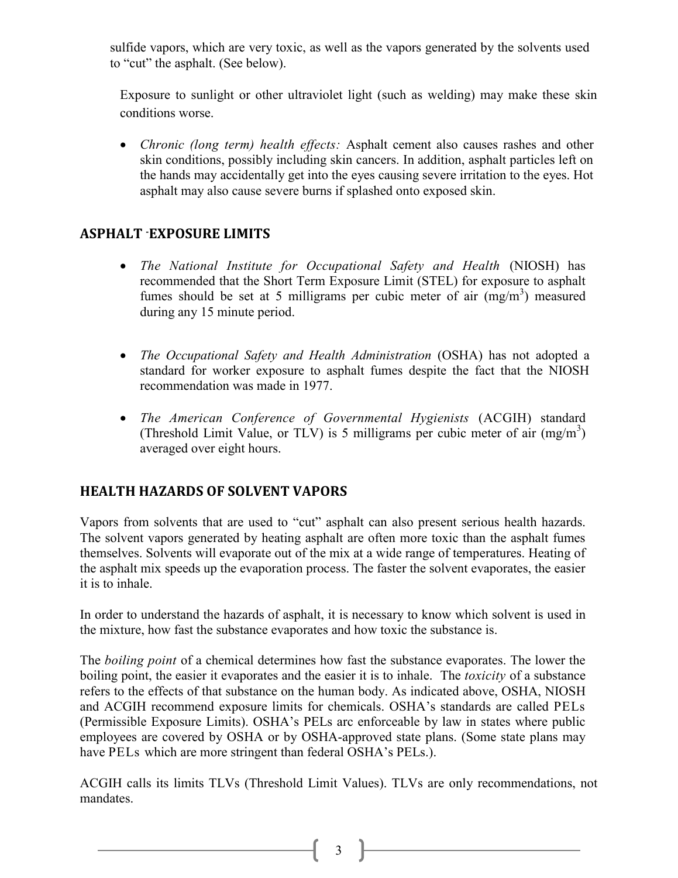sulfide vapors, which are very toxic, as well as the vapors generated by the solvents used to "cut" the asphalt. (See below).

Exposure to sunlight or other ultraviolet light (such as welding) may make these skin conditions worse.

- *Chronic (long term) health effects:* Asphalt cement also causes rashes and other skin conditions, possibly including skin cancers. In addition, asphalt particles left on the hands may accidentally get into the eyes causing severe irritation to the eyes. Hot asphalt may also cause severe burns if splashed onto exposed skin.

## ASPHALT -EXPOSURE LIMITS

- *The National Institute for Occupational Safety and Health* (NIOSH) has recommended that the Short Term Exposure Limit (STEL) for exposure to asphalt fumes should be set at 5 milligrams per cubic meter of air ($mg/m^3$) measured during any 15 minute period.

- *The Occupational Safety and Health Administration* (OSHA) has not adopted a standard for worker exposure to asphalt fumes despite the fact that the NIOSH recommendation was made in 1977.

- *The American Conference of Governmental Hygienists* (ACGIH) standard (Threshold Limit Value, or TLV) is 5 milligrams per cubic meter of air ($mg/m^3$) averaged over eight hours.

## HEALTH HAZARDS OF SOLVENT VAPORS

Vapors from solvents that are used to "cut" asphalt can also present serious health hazards. The solvent vapors generated by heating asphalt are often more toxic than the asphalt fumes themselves. Solvents will evaporate out of the mix at a wide range of temperatures. Heating of the asphalt mix speeds up the evaporation process. The faster the solvent evaporates, the easier it is to inhale.

In order to understand the hazards of asphalt, it is necessary to know which solvent is used in the mixture, how fast the substance evaporates and how toxic the substance is.

The *boiling point* of a chemical determines how fast the substance evaporates. The lower the boiling point, the easier it evaporates and the easier it is to inhale. The *toxicity* of a substance refers to the effects of that substance on the human body. As indicated above, OSHA, NIOSH and ACGIH recommend exposure limits for chemicals. OSHA's standards are called PELs (Permissible Exposure Limits). OSHA's PELs arc enforceable by law in states where public employees are covered by OSHA or by OSHA-approved state plans. (Some state plans may have PELs which are more stringent than federal OSHA's PELs.).

ACGIH calls its limits TLVs (Threshold Limit Values). TLVs are only recommendations, not mandates.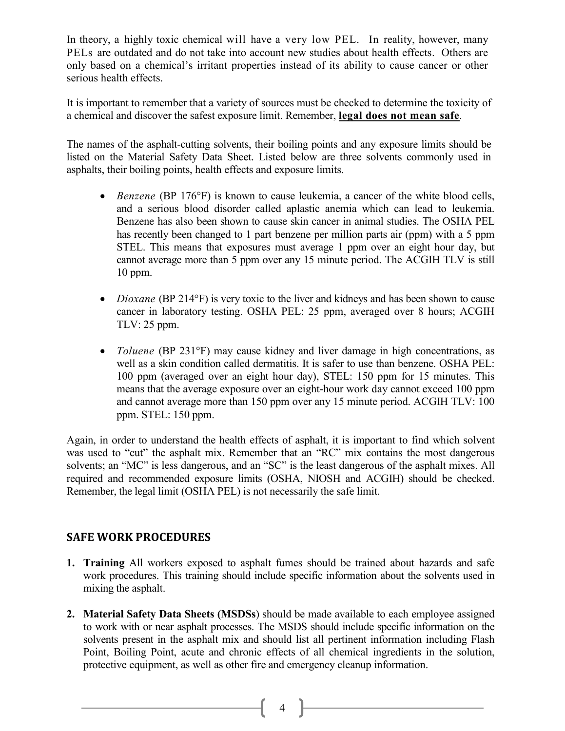In theory, a highly toxic chemical will have a very low PEL. In reality, however, many PELs are outdated and do not take into account new studies about health effects. Others are only based on a chemical's irritant properties instead of its ability to cause cancer or other serious health effects.

It is important to remember that a variety of sources must be checked to determine the toxicity of a chemical and discover the safest exposure limit. Remember, **legal does not mean safe**.

The names of the asphalt-cutting solvents, their boiling points and any exposure limits should be listed on the Material Safety Data Sheet. Listed below are three solvents commonly used in asphalts, their boiling points, health effects and exposure limits.

- *Benzene* (BP 176°F) is known to cause leukemia, a cancer of the white blood cells, and a serious blood disorder called aplastic anemia which can lead to leukemia. Benzene has also been shown to cause skin cancer in animal studies. The OSHA PEL has recently been changed to 1 part benzene per million parts air (ppm) with a 5 ppm STEL. This means that exposures must average 1 ppm over an eight hour day, but cannot average more than 5 ppm over any 15 minute period. The ACGIH TLV is still 10 ppm.

- *Dioxane* (BP 214°F) is very toxic to the liver and kidneys and has been shown to cause cancer in laboratory testing. OSHA PEL: 25 ppm, averaged over 8 hours; ACGIH TLV: 25 ppm.

- *Toluene* (BP 231°F) may cause kidney and liver damage in high concentrations, as well as a skin condition called dermatitis. It is safer to use than benzene. OSHA PEL: 100 ppm (averaged over an eight hour day), STEL: 150 ppm for 15 minutes. This means that the average exposure over an eight-hour work day cannot exceed 100 ppm and cannot average more than 150 ppm over any 15 minute period. ACGIH TLV: 100 ppm. STEL: 150 ppm.

Again, in order to understand the health effects of asphalt, it is important to find which solvent was used to "cut" the asphalt mix. Remember that an "RC" mix contains the most dangerous solvents; an "MC" is less dangerous, and an "SC" is the least dangerous of the asphalt mixes. All required and recommended exposure limits (OSHA, NIOSH and ACGIH) should be checked. Remember, the legal limit (OSHA PEL) is not necessarily the safe limit.

## SAFE WORK PROCEDURES

1. **Training** All workers exposed to asphalt fumes should be trained about hazards and safe work procedures. This training should include specific information about the solvents used in mixing the asphalt.

2. **Material Safety Data Sheets (MSDSs**) should be made available to each employee assigned to work with or near asphalt processes. The MSDS should include specific information on the solvents present in the asphalt mix and should list all pertinent information including Flash Point, Boiling Point, acute and chronic effects of all chemical ingredients in the solution, protective equipment, as well as other fire and emergency cleanup information.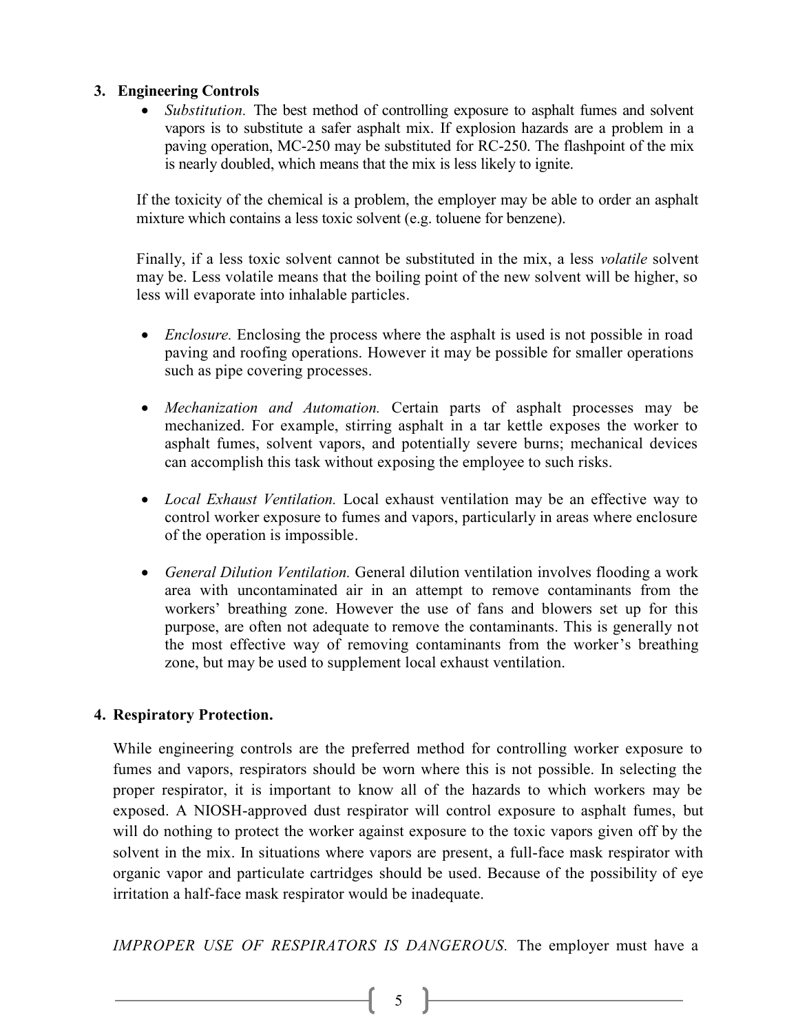## 3. Engineering Controls

- *Substitution.* The best method of controlling exposure to asphalt fumes and solvent vapors is to substitute a safer asphalt mix. If explosion hazards are a problem in a paving operation, MC-250 may be substituted for RC-250. The flashpoint of the mix is nearly doubled, which means that the mix is less likely to ignite.

  If the toxicity of the chemical is a problem, the employer may be able to order an asphalt mixture which contains a less toxic solvent (e.g. toluene for benzene).

  Finally, if a less toxic solvent cannot be substituted in the mix, a less *volatile* solvent may be. Less volatile means that the boiling point of the new solvent will be higher, so less will evaporate into inhalable particles.

- *Enclosure.* Enclosing the process where the asphalt is used is not possible in road paving and roofing operations. However it may be possible for smaller operations such as pipe covering processes.

- *Mechanization and Automation.* Certain parts of asphalt processes may be mechanized. For example, stirring asphalt in a tar kettle exposes the worker to asphalt fumes, solvent vapors, and potentially severe burns; mechanical devices can accomplish this task without exposing the employee to such risks.

- *Local Exhaust Ventilation.* Local exhaust ventilation may be an effective way to control worker exposure to fumes and vapors, particularly in areas where enclosure of the operation is impossible.

- *General Dilution Ventilation.* General dilution ventilation involves flooding a work area with uncontaminated air in an attempt to remove contaminants from the workers' breathing zone. However the use of fans and blowers set up for this purpose, are often not adequate to remove the contaminants. This is generally not the most effective way of removing contaminants from the worker's breathing zone, but may be used to supplement local exhaust ventilation.

## 4. Respiratory Protection.

While engineering controls are the preferred method for controlling worker exposure to fumes and vapors, respirators should be worn where this is not possible. In selecting the proper respirator, it is important to know all of the hazards to which workers may be exposed. A NIOSH-approved dust respirator will control exposure to asphalt fumes, but will do nothing to protect the worker against exposure to the toxic vapors given off by the solvent in the mix. In situations where vapors are present, a full-face mask respirator with organic vapor and particulate cartridges should be used. Because of the possibility of eye irritation a half-face mask respirator would be inadequate.

*IMPROPER USE OF RESPIRATORS IS DANGEROUS.* The employer must have a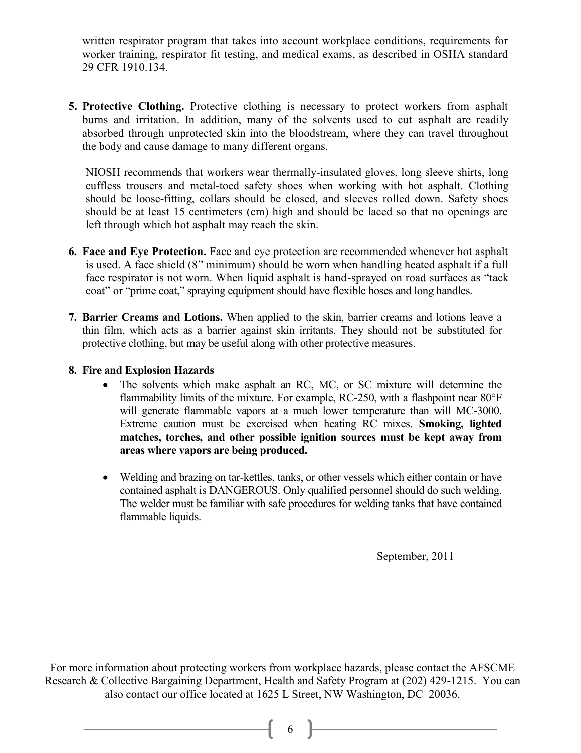written respirator program that takes into account workplace conditions, requirements for worker training, respirator fit testing, and medical exams, as described in OSHA standard 29 CFR 1910.134.

5. **Protective Clothing.** Protective clothing is necessary to protect workers from asphalt burns and irritation. In addition, many of the solvents used to cut asphalt are readily absorbed through unprotected skin into the bloodstream, where they can travel throughout the body and cause damage to many different organs.

   NIOSH recommends that workers wear thermally-insulated gloves, long sleeve shirts, long cuffless trousers and metal-toed safety shoes when working with hot asphalt. Clothing should be loose-fitting, collars should be closed, and sleeves rolled down. Safety shoes should be at least 15 centimeters (cm) high and should be laced so that no openings are left through which hot asphalt may reach the skin.

6. **Face and Eye Protection.** Face and eye protection are recommended whenever hot asphalt is used. A face shield (8" minimum) should be worn when handling heated asphalt if a full face respirator is not worn. When liquid asphalt is hand-sprayed on road surfaces as "tack coat" or "prime coat," spraying equipment should have flexible hoses and long handles.

7. **Barrier Creams and Lotions.** When applied to the skin, barrier creams and lotions leave a thin film, which acts as a barrier against skin irritants. They should not be substituted for protective clothing, but may be useful along with other protective measures.

8. **Fire and Explosion Hazards**
   - The solvents which make asphalt an RC, MC, or SC mixture will determine the flammability limits of the mixture. For example, RC-250, with a flashpoint near 80°F will generate flammable vapors at a much lower temperature than will MC-3000. Extreme caution must be exercised when heating RC mixes. **Smoking, lighted matches, torches, and other possible ignition sources must be kept away from areas where vapors are being produced.**

   - Welding and brazing on tar-kettles, tanks, or other vessels which either contain or have contained asphalt is DANGEROUS. Only qualified personnel should do such welding. The welder must be familiar with safe procedures for welding tanks that have contained flammable liquids.

September, 2011

For more information about protecting workers from workplace hazards, please contact the AFSCME Research & Collective Bargaining Department, Health and Safety Program at (202) 429-1215. You can also contact our office located at 1625 L Street, NW Washington, DC 20036.